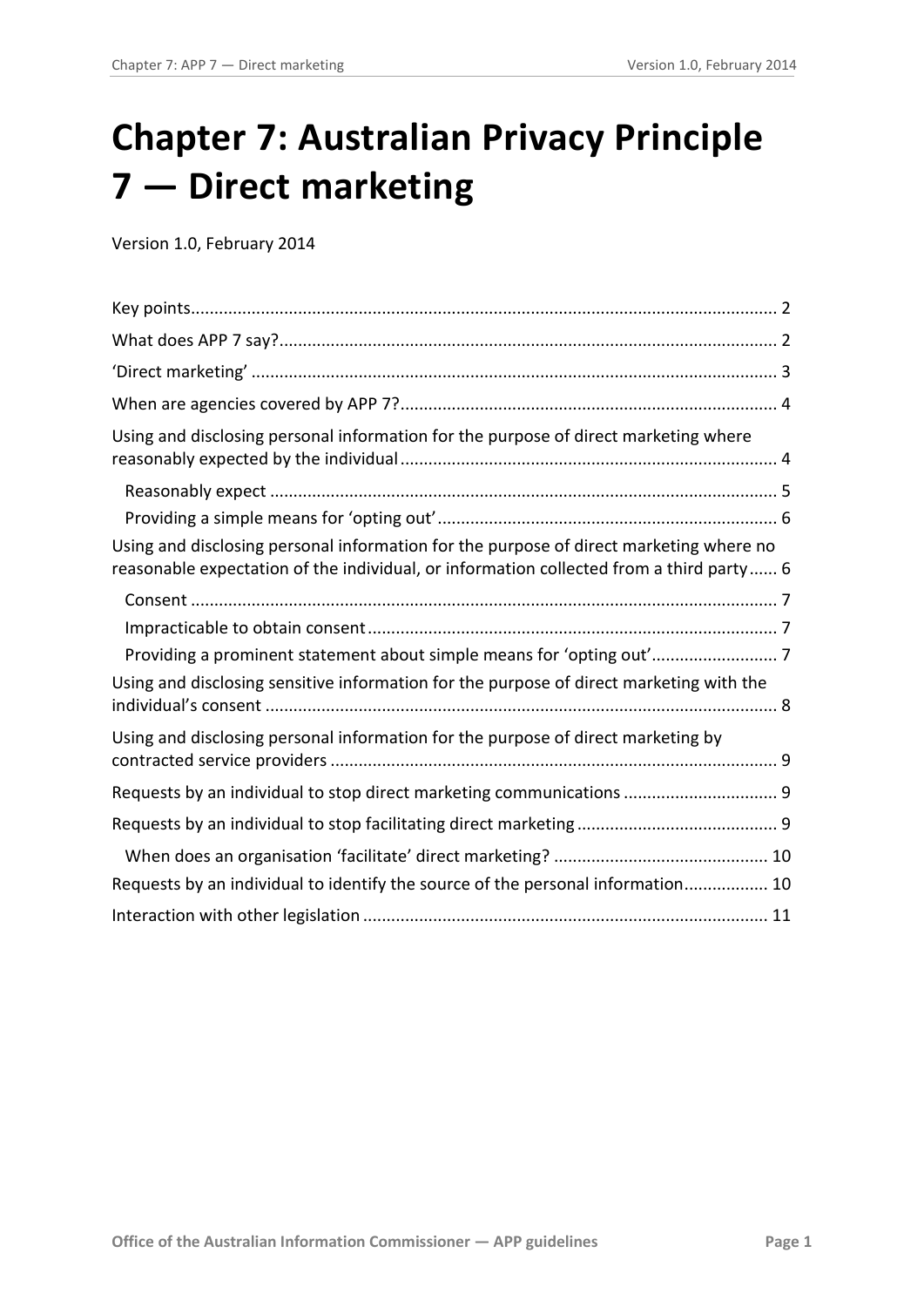# Chapter 7: Australian Privacy Principle 7 — Direct marketing

Version 1.0, February 2014

- Key points ... 2
- What does APP 7 say? ... 2
- 'Direct marketing' ... 3
- When are agencies covered by APP 7? ... 4
- Using and disclosing personal information for the purpose of direct marketing where reasonably expected by the individual ... 4
  - Reasonably expect ... 5
  - Providing a simple means for 'opting out' ... 6
- Using and disclosing personal information for the purpose of direct marketing where no reasonable expectation of the individual, or information collected from a third party ... 6
  - Consent ... 7
  - Impracticable to obtain consent ... 7
  - Providing a prominent statement about simple means for 'opting out' ... 7
- Using and disclosing sensitive information for the purpose of direct marketing with the individual's consent ... 8
- Using and disclosing personal information for the purpose of direct marketing by contracted service providers ... 9
- Requests by an individual to stop direct marketing communications ... 9
- Requests by an individual to stop facilitating direct marketing ... 9
  - When does an organisation 'facilitate' direct marketing? ... 10
- Requests by an individual to identify the source of the personal information ... 10
- Interaction with other legislation ... 11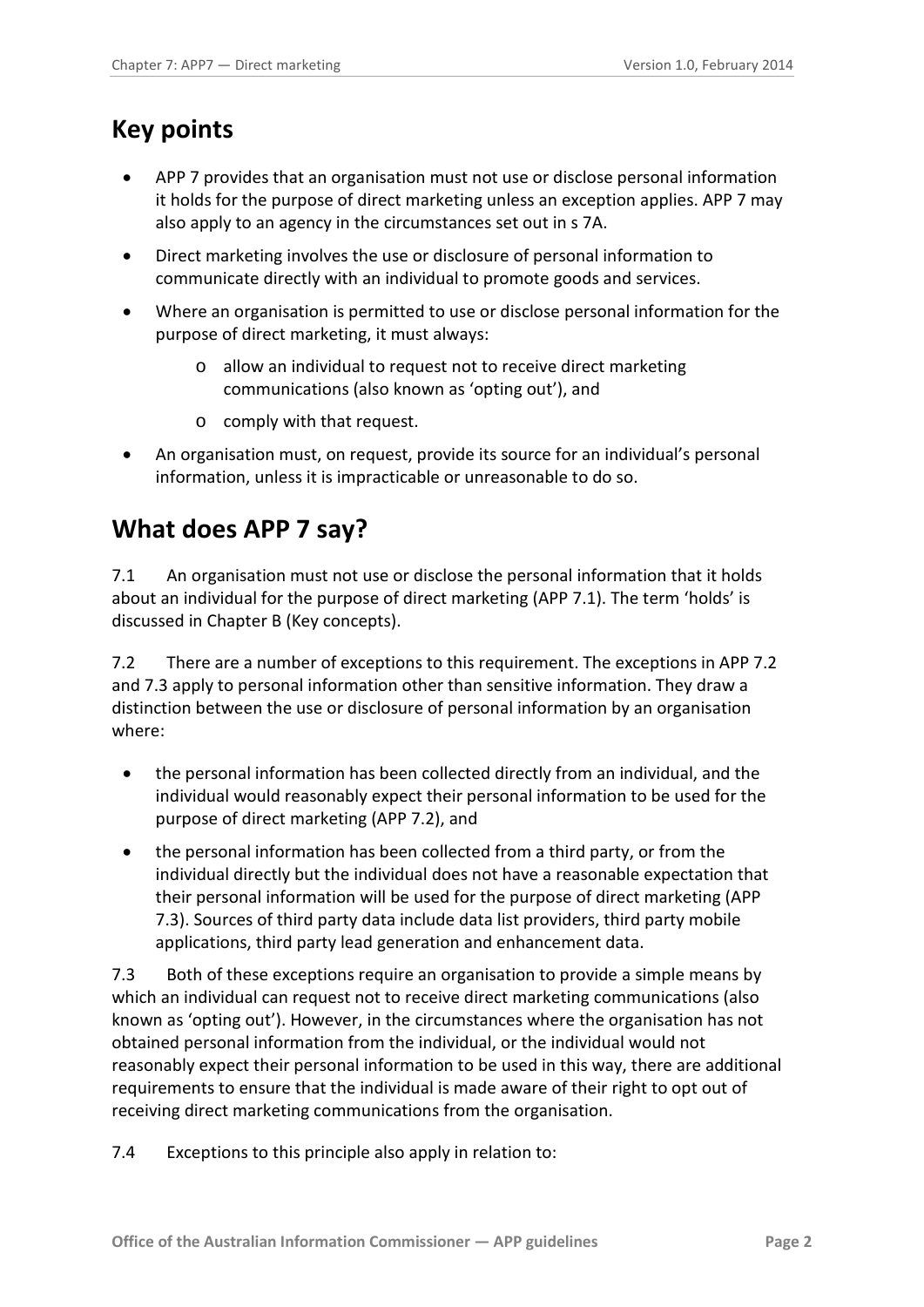## Key points

- APP 7 provides that an organisation must not use or disclose personal information it holds for the purpose of direct marketing unless an exception applies. APP 7 may also apply to an agency in the circumstances set out in s 7A.
- Direct marketing involves the use or disclosure of personal information to communicate directly with an individual to promote goods and services.
- Where an organisation is permitted to use or disclose personal information for the purpose of direct marketing, it must always:
  - allow an individual to request not to receive direct marketing communications (also known as 'opting out'), and
  - comply with that request.
- An organisation must, on request, provide its source for an individual's personal information, unless it is impracticable or unreasonable to do so.

## What does APP 7 say?

7.1 An organisation must not use or disclose the personal information that it holds about an individual for the purpose of direct marketing (APP 7.1). The term 'holds' is discussed in Chapter B (Key concepts).

7.2 There are a number of exceptions to this requirement. The exceptions in APP 7.2 and 7.3 apply to personal information other than sensitive information. They draw a distinction between the use or disclosure of personal information by an organisation where:

- the personal information has been collected directly from an individual, and the individual would reasonably expect their personal information to be used for the purpose of direct marketing (APP 7.2), and
- the personal information has been collected from a third party, or from the individual directly but the individual does not have a reasonable expectation that their personal information will be used for the purpose of direct marketing (APP 7.3). Sources of third party data include data list providers, third party mobile applications, third party lead generation and enhancement data.

7.3 Both of these exceptions require an organisation to provide a simple means by which an individual can request not to receive direct marketing communications (also known as 'opting out'). However, in the circumstances where the organisation has not obtained personal information from the individual, or the individual would not reasonably expect their personal information to be used in this way, there are additional requirements to ensure that the individual is made aware of their right to opt out of receiving direct marketing communications from the organisation.

7.4 Exceptions to this principle also apply in relation to: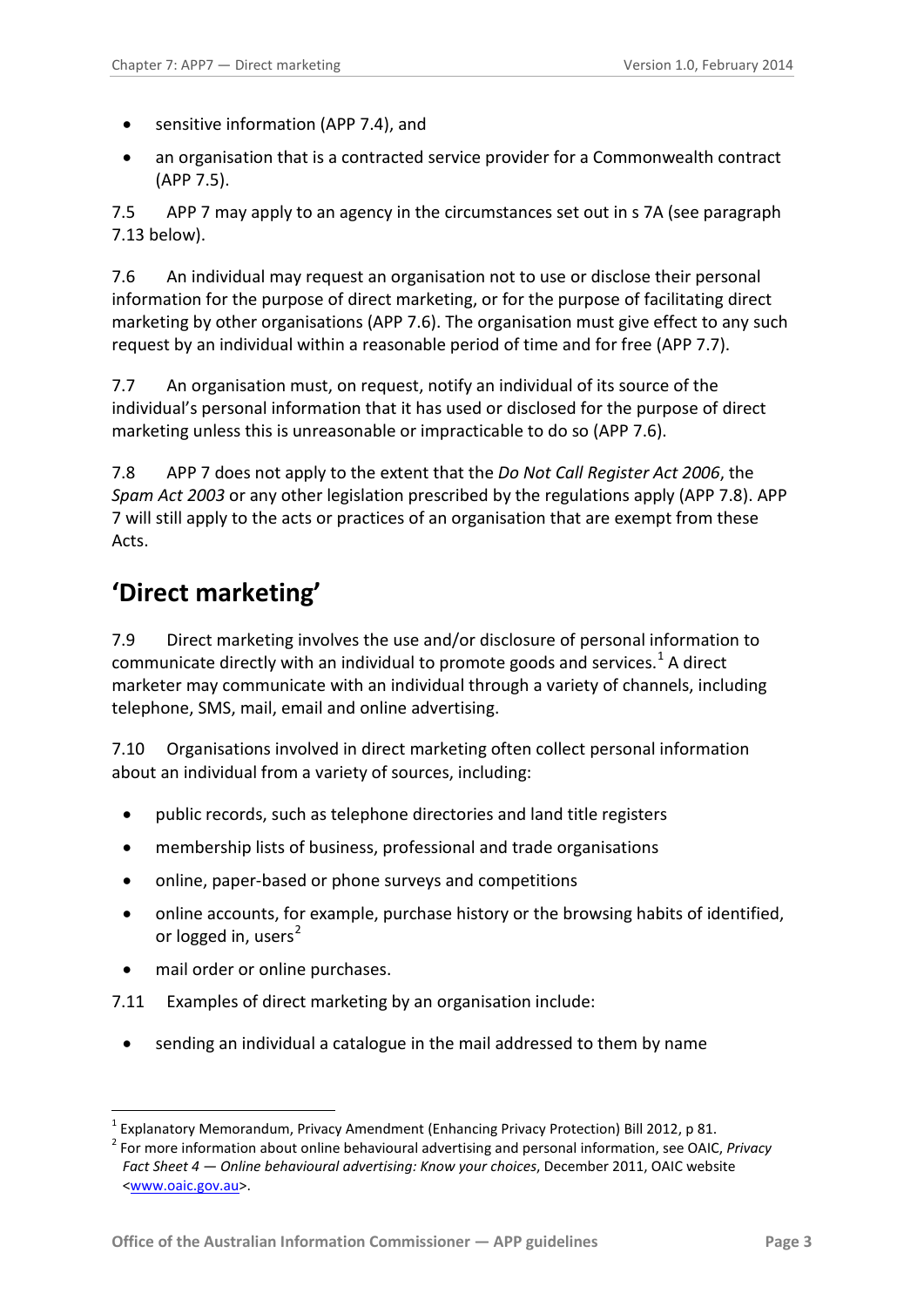- sensitive information (APP 7.4), and
- an organisation that is a contracted service provider for a Commonwealth contract (APP 7.5).

7.5 APP 7 may apply to an agency in the circumstances set out in s 7A (see paragraph 7.13 below).

7.6 An individual may request an organisation not to use or disclose their personal information for the purpose of direct marketing, or for the purpose of facilitating direct marketing by other organisations (APP 7.6). The organisation must give effect to any such request by an individual within a reasonable period of time and for free (APP 7.7).

7.7 An organisation must, on request, notify an individual of its source of the individual's personal information that it has used or disclosed for the purpose of direct marketing unless this is unreasonable or impracticable to do so (APP 7.6).

7.8 APP 7 does not apply to the extent that the *Do Not Call Register Act 2006*, the *Spam Act 2003* or any other legislation prescribed by the regulations apply (APP 7.8). APP 7 will still apply to the acts or practices of an organisation that are exempt from these Acts.

## 'Direct marketing'

7.9 Direct marketing involves the use and/or disclosure of personal information to communicate directly with an individual to promote goods and services.[1] A direct marketer may communicate with an individual through a variety of channels, including telephone, SMS, mail, email and online advertising.

7.10 Organisations involved in direct marketing often collect personal information about an individual from a variety of sources, including:

- public records, such as telephone directories and land title registers
- membership lists of business, professional and trade organisations
- online, paper-based or phone surveys and competitions
- online accounts, for example, purchase history or the browsing habits of identified, or logged in, users[2]
- mail order or online purchases.

7.11 Examples of direct marketing by an organisation include:

- sending an individual a catalogue in the mail addressed to them by name

---

[1] Explanatory Memorandum, Privacy Amendment (Enhancing Privacy Protection) Bill 2012, p 81.

[2] For more information about online behavioural advertising and personal information, see OAIC, *Privacy Fact Sheet 4 — Online behavioural advertising: Know your choices*, December 2011, OAIC website <www.oaic.gov.au>.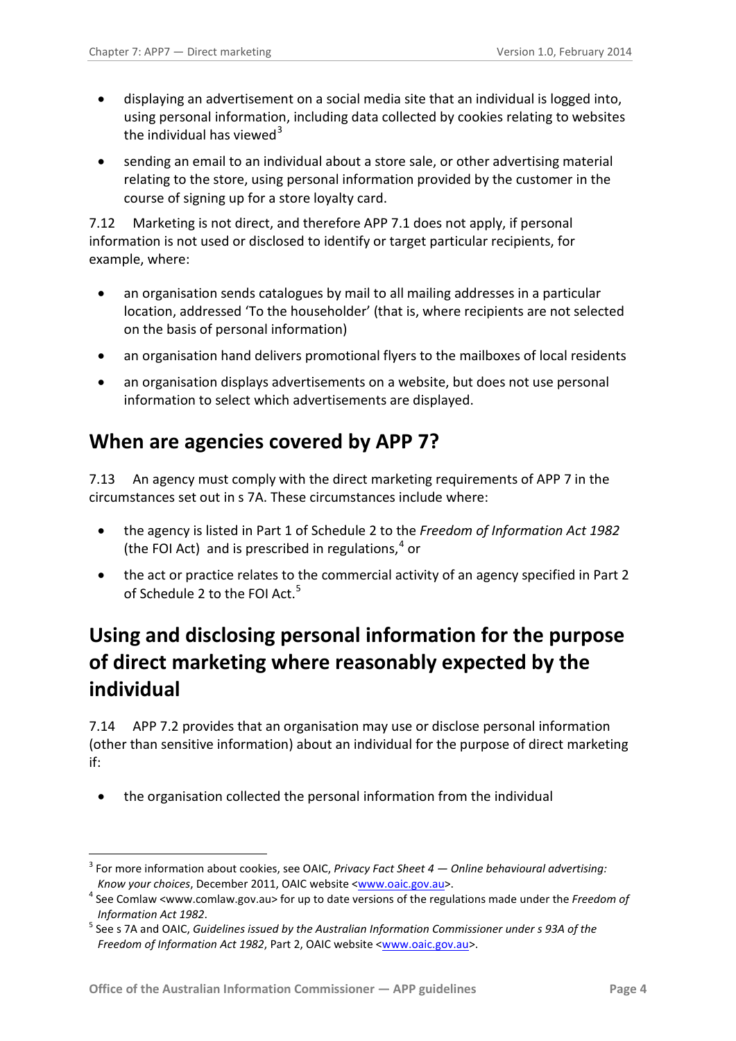- displaying an advertisement on a social media site that an individual is logged into, using personal information, including data collected by cookies relating to websites the individual has viewed[3]
- sending an email to an individual about a store sale, or other advertising material relating to the store, using personal information provided by the customer in the course of signing up for a store loyalty card.

7.12 Marketing is not direct, and therefore APP 7.1 does not apply, if personal information is not used or disclosed to identify or target particular recipients, for example, where:

- an organisation sends catalogues by mail to all mailing addresses in a particular location, addressed 'To the householder' (that is, where recipients are not selected on the basis of personal information)
- an organisation hand delivers promotional flyers to the mailboxes of local residents
- an organisation displays advertisements on a website, but does not use personal information to select which advertisements are displayed.

## When are agencies covered by APP 7?

7.13 An agency must comply with the direct marketing requirements of APP 7 in the circumstances set out in s 7A. These circumstances include where:

- the agency is listed in Part 1 of Schedule 2 to the *Freedom of Information Act 1982* (the FOI Act) and is prescribed in regulations,[4] or
- the act or practice relates to the commercial activity of an agency specified in Part 2 of Schedule 2 to the FOI Act.[5]

## Using and disclosing personal information for the purpose of direct marketing where reasonably expected by the individual

7.14 APP 7.2 provides that an organisation may use or disclose personal information (other than sensitive information) about an individual for the purpose of direct marketing if:

- the organisation collected the personal information from the individual

---

[3] For more information about cookies, see OAIC, *Privacy Fact Sheet 4 — Online behavioural advertising: Know your choices*, December 2011, OAIC website <www.oaic.gov.au>.

[4] See Comlaw <www.comlaw.gov.au> for up to date versions of the regulations made under the *Freedom of Information Act 1982*.

[5] See s 7A and OAIC, *Guidelines issued by the Australian Information Commissioner under s 93A of the Freedom of Information Act 1982*, Part 2, OAIC website <www.oaic.gov.au>.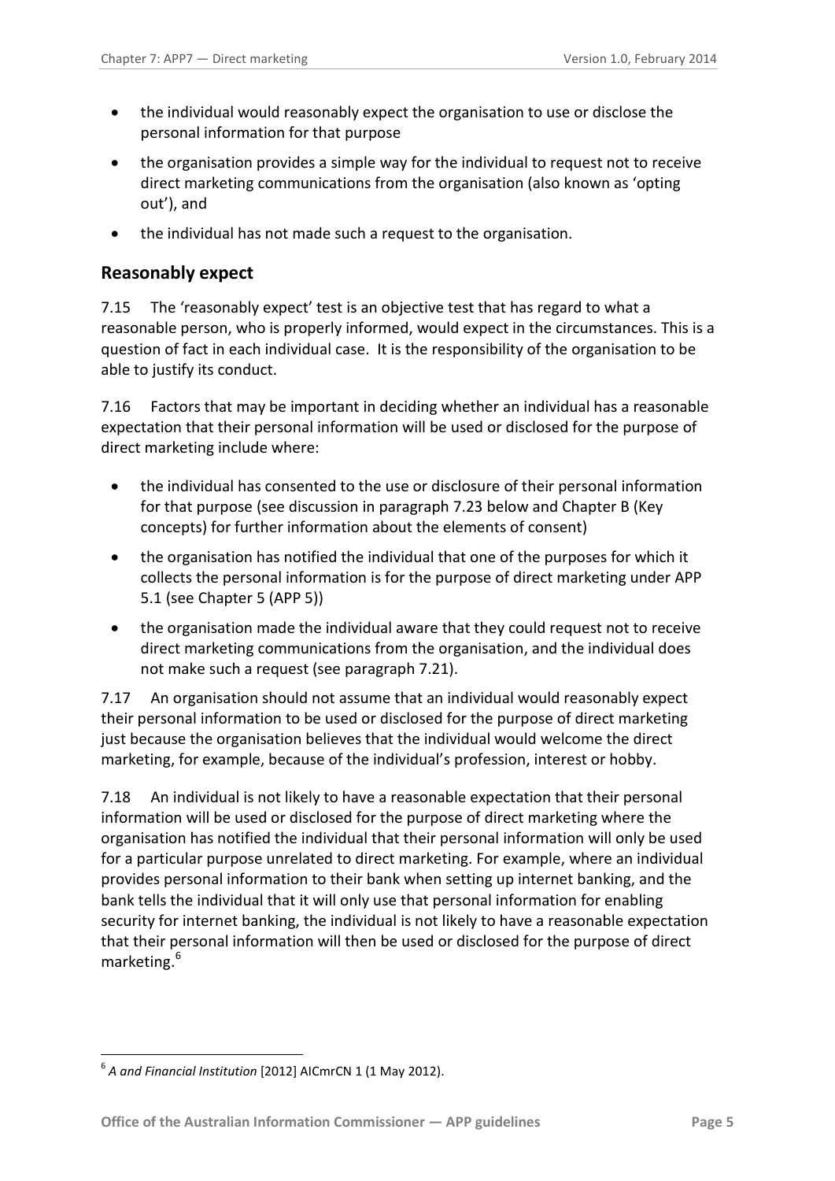- the individual would reasonably expect the organisation to use or disclose the personal information for that purpose
- the organisation provides a simple way for the individual to request not to receive direct marketing communications from the organisation (also known as 'opting out'), and
- the individual has not made such a request to the organisation.

## Reasonably expect

7.15 The 'reasonably expect' test is an objective test that has regard to what a reasonable person, who is properly informed, would expect in the circumstances. This is a question of fact in each individual case. It is the responsibility of the organisation to be able to justify its conduct.

7.16 Factors that may be important in deciding whether an individual has a reasonable expectation that their personal information will be used or disclosed for the purpose of direct marketing include where:

- the individual has consented to the use or disclosure of their personal information for that purpose (see discussion in paragraph 7.23 below and Chapter B (Key concepts) for further information about the elements of consent)
- the organisation has notified the individual that one of the purposes for which it collects the personal information is for the purpose of direct marketing under APP 5.1 (see Chapter 5 (APP 5))
- the organisation made the individual aware that they could request not to receive direct marketing communications from the organisation, and the individual does not make such a request (see paragraph 7.21).

7.17 An organisation should not assume that an individual would reasonably expect their personal information to be used or disclosed for the purpose of direct marketing just because the organisation believes that the individual would welcome the direct marketing, for example, because of the individual's profession, interest or hobby.

7.18 An individual is not likely to have a reasonable expectation that their personal information will be used or disclosed for the purpose of direct marketing where the organisation has notified the individual that their personal information will only be used for a particular purpose unrelated to direct marketing. For example, where an individual provides personal information to their bank when setting up internet banking, and the bank tells the individual that it will only use that personal information for enabling security for internet banking, the individual is not likely to have a reasonable expectation that their personal information will then be used or disclosed for the purpose of direct marketing.[6]

---

[6] *A and Financial Institution* [2012] AICmrCN 1 (1 May 2012).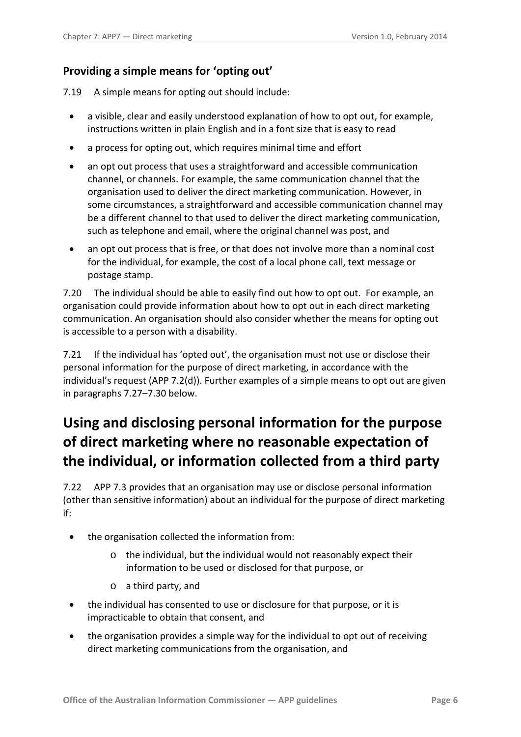### Providing a simple means for 'opting out'

7.19 A simple means for opting out should include:

- a visible, clear and easily understood explanation of how to opt out, for example, instructions written in plain English and in a font size that is easy to read
- a process for opting out, which requires minimal time and effort
- an opt out process that uses a straightforward and accessible communication channel, or channels. For example, the same communication channel that the organisation used to deliver the direct marketing communication. However, in some circumstances, a straightforward and accessible communication channel may be a different channel to that used to deliver the direct marketing communication, such as telephone and email, where the original channel was post, and
- an opt out process that is free, or that does not involve more than a nominal cost for the individual, for example, the cost of a local phone call, text message or postage stamp.

7.20 The individual should be able to easily find out how to opt out. For example, an organisation could provide information about how to opt out in each direct marketing communication. An organisation should also consider whether the means for opting out is accessible to a person with a disability.

7.21 If the individual has 'opted out', the organisation must not use or disclose their personal information for the purpose of direct marketing, in accordance with the individual's request (APP 7.2(d)). Further examples of a simple means to opt out are given in paragraphs 7.27–7.30 below.

## Using and disclosing personal information for the purpose of direct marketing where no reasonable expectation of the individual, or information collected from a third party

7.22 APP 7.3 provides that an organisation may use or disclose personal information (other than sensitive information) about an individual for the purpose of direct marketing if:

- the organisation collected the information from:
  - the individual, but the individual would not reasonably expect their information to be used or disclosed for that purpose, or
  - a third party, and
- the individual has consented to use or disclosure for that purpose, or it is impracticable to obtain that consent, and
- the organisation provides a simple way for the individual to opt out of receiving direct marketing communications from the organisation, and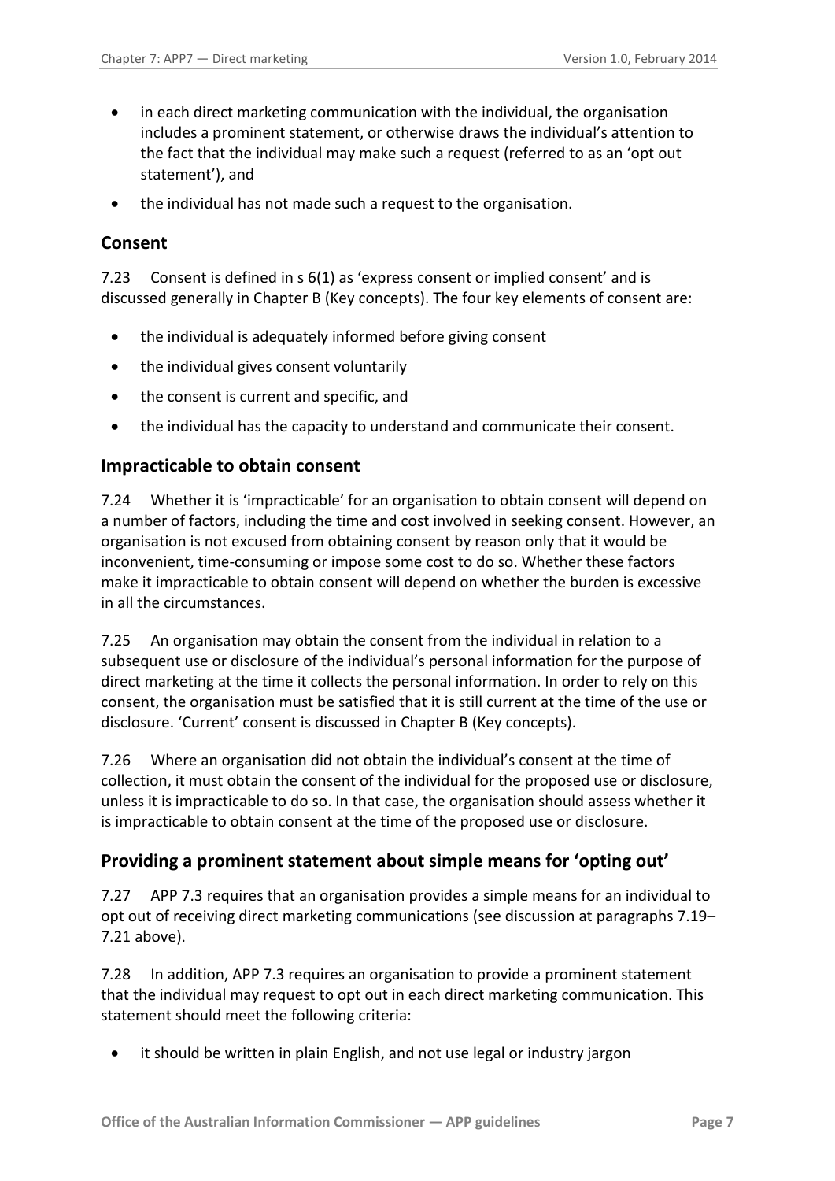- in each direct marketing communication with the individual, the organisation includes a prominent statement, or otherwise draws the individual's attention to the fact that the individual may make such a request (referred to as an 'opt out statement'), and
- the individual has not made such a request to the organisation.

## Consent

7.23 Consent is defined in s 6(1) as 'express consent or implied consent' and is discussed generally in Chapter B (Key concepts). The four key elements of consent are:

- the individual is adequately informed before giving consent
- the individual gives consent voluntarily
- the consent is current and specific, and
- the individual has the capacity to understand and communicate their consent.

## Impracticable to obtain consent

7.24 Whether it is 'impracticable' for an organisation to obtain consent will depend on a number of factors, including the time and cost involved in seeking consent. However, an organisation is not excused from obtaining consent by reason only that it would be inconvenient, time-consuming or impose some cost to do so. Whether these factors make it impracticable to obtain consent will depend on whether the burden is excessive in all the circumstances.

7.25 An organisation may obtain the consent from the individual in relation to a subsequent use or disclosure of the individual's personal information for the purpose of direct marketing at the time it collects the personal information. In order to rely on this consent, the organisation must be satisfied that it is still current at the time of the use or disclosure. 'Current' consent is discussed in Chapter B (Key concepts).

7.26 Where an organisation did not obtain the individual's consent at the time of collection, it must obtain the consent of the individual for the proposed use or disclosure, unless it is impracticable to do so. In that case, the organisation should assess whether it is impracticable to obtain consent at the time of the proposed use or disclosure.

## Providing a prominent statement about simple means for 'opting out'

7.27 APP 7.3 requires that an organisation provides a simple means for an individual to opt out of receiving direct marketing communications (see discussion at paragraphs 7.19–7.21 above).

7.28 In addition, APP 7.3 requires an organisation to provide a prominent statement that the individual may request to opt out in each direct marketing communication. This statement should meet the following criteria:

- it should be written in plain English, and not use legal or industry jargon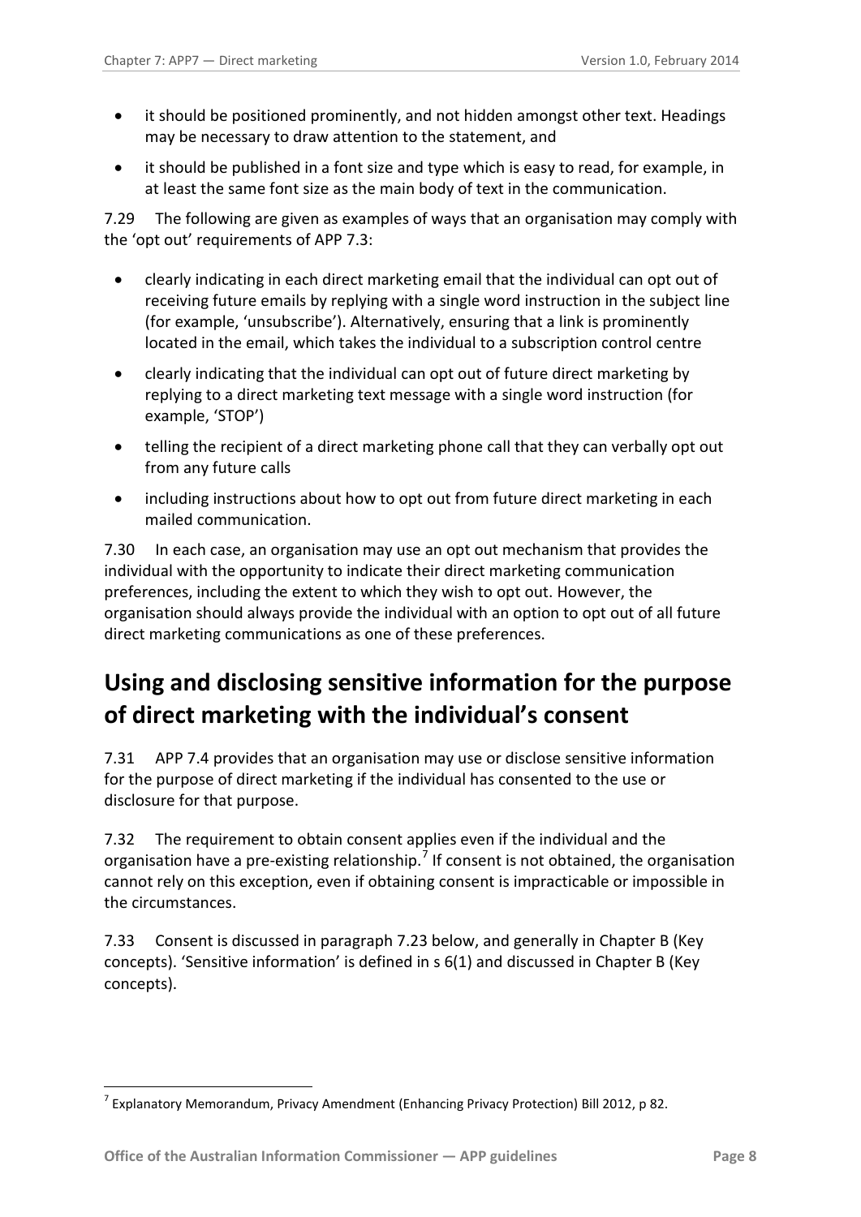- it should be positioned prominently, and not hidden amongst other text. Headings may be necessary to draw attention to the statement, and
- it should be published in a font size and type which is easy to read, for example, in at least the same font size as the main body of text in the communication.

7.29 The following are given as examples of ways that an organisation may comply with the 'opt out' requirements of APP 7.3:

- clearly indicating in each direct marketing email that the individual can opt out of receiving future emails by replying with a single word instruction in the subject line (for example, 'unsubscribe'). Alternatively, ensuring that a link is prominently located in the email, which takes the individual to a subscription control centre
- clearly indicating that the individual can opt out of future direct marketing by replying to a direct marketing text message with a single word instruction (for example, 'STOP')
- telling the recipient of a direct marketing phone call that they can verbally opt out from any future calls
- including instructions about how to opt out from future direct marketing in each mailed communication.

7.30 In each case, an organisation may use an opt out mechanism that provides the individual with the opportunity to indicate their direct marketing communication preferences, including the extent to which they wish to opt out. However, the organisation should always provide the individual with an option to opt out of all future direct marketing communications as one of these preferences.

## Using and disclosing sensitive information for the purpose of direct marketing with the individual's consent

7.31 APP 7.4 provides that an organisation may use or disclose sensitive information for the purpose of direct marketing if the individual has consented to the use or disclosure for that purpose.

7.32 The requirement to obtain consent applies even if the individual and the organisation have a pre-existing relationship.[7] If consent is not obtained, the organisation cannot rely on this exception, even if obtaining consent is impracticable or impossible in the circumstances.

7.33 Consent is discussed in paragraph 7.23 below, and generally in Chapter B (Key concepts). 'Sensitive information' is defined in s 6(1) and discussed in Chapter B (Key concepts).

---

[7] Explanatory Memorandum, Privacy Amendment (Enhancing Privacy Protection) Bill 2012, p 82.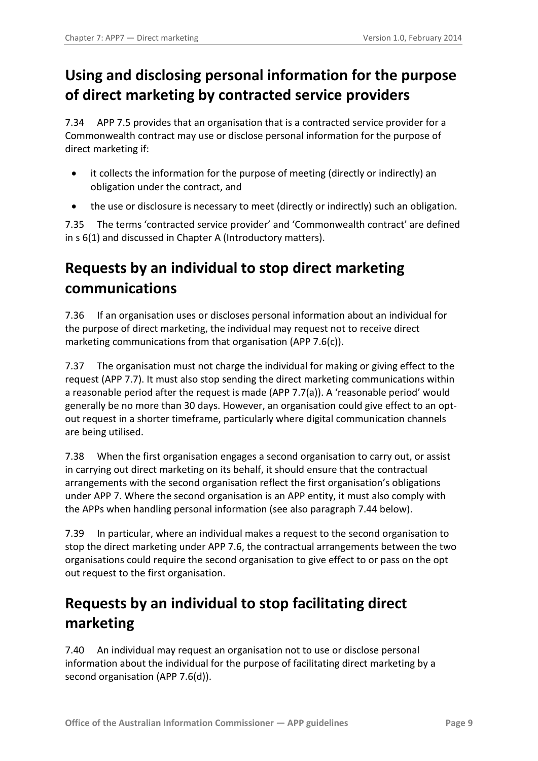## Using and disclosing personal information for the purpose of direct marketing by contracted service providers

7.34 APP 7.5 provides that an organisation that is a contracted service provider for a Commonwealth contract may use or disclose personal information for the purpose of direct marketing if:

- it collects the information for the purpose of meeting (directly or indirectly) an obligation under the contract, and
- the use or disclosure is necessary to meet (directly or indirectly) such an obligation.

7.35 The terms 'contracted service provider' and 'Commonwealth contract' are defined in s 6(1) and discussed in Chapter A (Introductory matters).

## Requests by an individual to stop direct marketing communications

7.36 If an organisation uses or discloses personal information about an individual for the purpose of direct marketing, the individual may request not to receive direct marketing communications from that organisation (APP 7.6(c)).

7.37 The organisation must not charge the individual for making or giving effect to the request (APP 7.7). It must also stop sending the direct marketing communications within a reasonable period after the request is made (APP 7.7(a)). A 'reasonable period' would generally be no more than 30 days. However, an organisation could give effect to an opt-out request in a shorter timeframe, particularly where digital communication channels are being utilised.

7.38 When the first organisation engages a second organisation to carry out, or assist in carrying out direct marketing on its behalf, it should ensure that the contractual arrangements with the second organisation reflect the first organisation's obligations under APP 7. Where the second organisation is an APP entity, it must also comply with the APPs when handling personal information (see also paragraph 7.44 below).

7.39 In particular, where an individual makes a request to the second organisation to stop the direct marketing under APP 7.6, the contractual arrangements between the two organisations could require the second organisation to give effect to or pass on the opt out request to the first organisation.

## Requests by an individual to stop facilitating direct marketing

7.40 An individual may request an organisation not to use or disclose personal information about the individual for the purpose of facilitating direct marketing by a second organisation (APP 7.6(d)).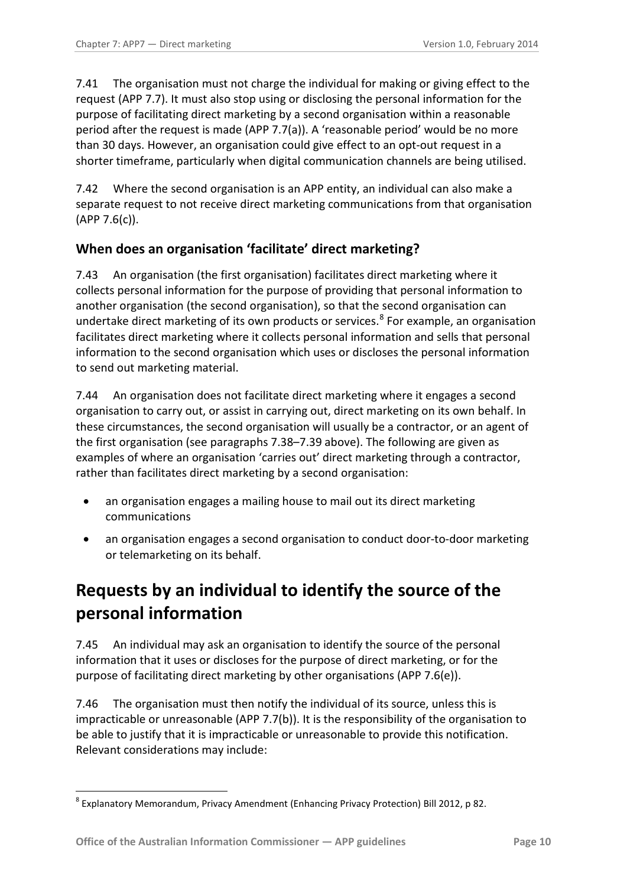7.41 The organisation must not charge the individual for making or giving effect to the request (APP 7.7). It must also stop using or disclosing the personal information for the purpose of facilitating direct marketing by a second organisation within a reasonable period after the request is made (APP 7.7(a)). A 'reasonable period' would be no more than 30 days. However, an organisation could give effect to an opt-out request in a shorter timeframe, particularly when digital communication channels are being utilised.

7.42 Where the second organisation is an APP entity, an individual can also make a separate request to not receive direct marketing communications from that organisation (APP 7.6(c)).

### When does an organisation 'facilitate' direct marketing?

7.43 An organisation (the first organisation) facilitates direct marketing where it collects personal information for the purpose of providing that personal information to another organisation (the second organisation), so that the second organisation can undertake direct marketing of its own products or services.[8] For example, an organisation facilitates direct marketing where it collects personal information and sells that personal information to the second organisation which uses or discloses the personal information to send out marketing material.

7.44 An organisation does not facilitate direct marketing where it engages a second organisation to carry out, or assist in carrying out, direct marketing on its own behalf. In these circumstances, the second organisation will usually be a contractor, or an agent of the first organisation (see paragraphs 7.38–7.39 above). The following are given as examples of where an organisation 'carries out' direct marketing through a contractor, rather than facilitates direct marketing by a second organisation:

- an organisation engages a mailing house to mail out its direct marketing communications
- an organisation engages a second organisation to conduct door-to-door marketing or telemarketing on its behalf.

## Requests by an individual to identify the source of the personal information

7.45 An individual may ask an organisation to identify the source of the personal information that it uses or discloses for the purpose of direct marketing, or for the purpose of facilitating direct marketing by other organisations (APP 7.6(e)).

7.46 The organisation must then notify the individual of its source, unless this is impracticable or unreasonable (APP 7.7(b)). It is the responsibility of the organisation to be able to justify that it is impracticable or unreasonable to provide this notification. Relevant considerations may include:

---

[8] Explanatory Memorandum, Privacy Amendment (Enhancing Privacy Protection) Bill 2012, p 82.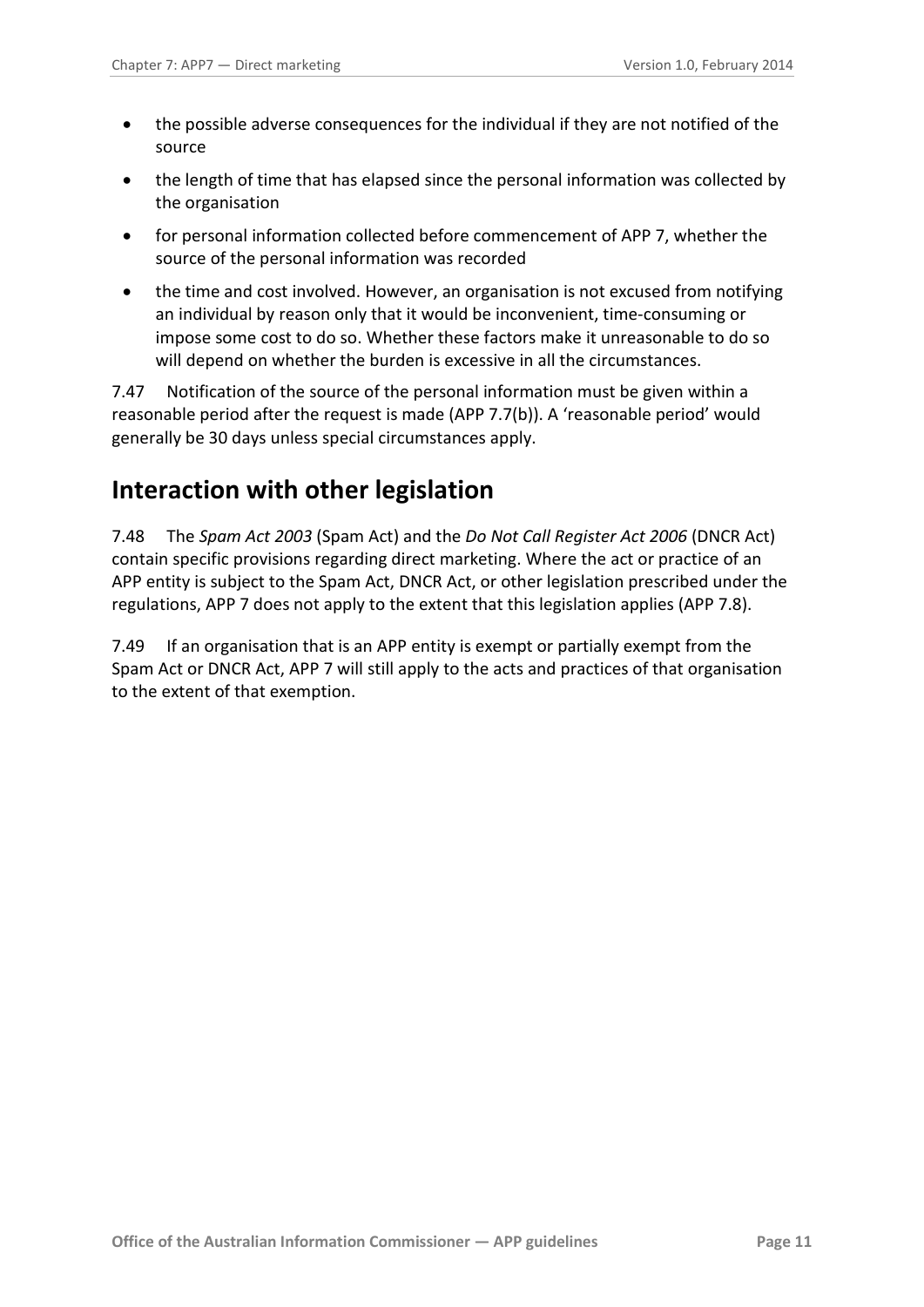- the possible adverse consequences for the individual if they are not notified of the source
- the length of time that has elapsed since the personal information was collected by the organisation
- for personal information collected before commencement of APP 7, whether the source of the personal information was recorded
- the time and cost involved. However, an organisation is not excused from notifying an individual by reason only that it would be inconvenient, time-consuming or impose some cost to do so. Whether these factors make it unreasonable to do so will depend on whether the burden is excessive in all the circumstances.

7.47 Notification of the source of the personal information must be given within a reasonable period after the request is made (APP 7.7(b)). A 'reasonable period' would generally be 30 days unless special circumstances apply.

## Interaction with other legislation

7.48 The *Spam Act 2003* (Spam Act) and the *Do Not Call Register Act 2006* (DNCR Act) contain specific provisions regarding direct marketing. Where the act or practice of an APP entity is subject to the Spam Act, DNCR Act, or other legislation prescribed under the regulations, APP 7 does not apply to the extent that this legislation applies (APP 7.8).

7.49 If an organisation that is an APP entity is exempt or partially exempt from the Spam Act or DNCR Act, APP 7 will still apply to the acts and practices of that organisation to the extent of that exemption.